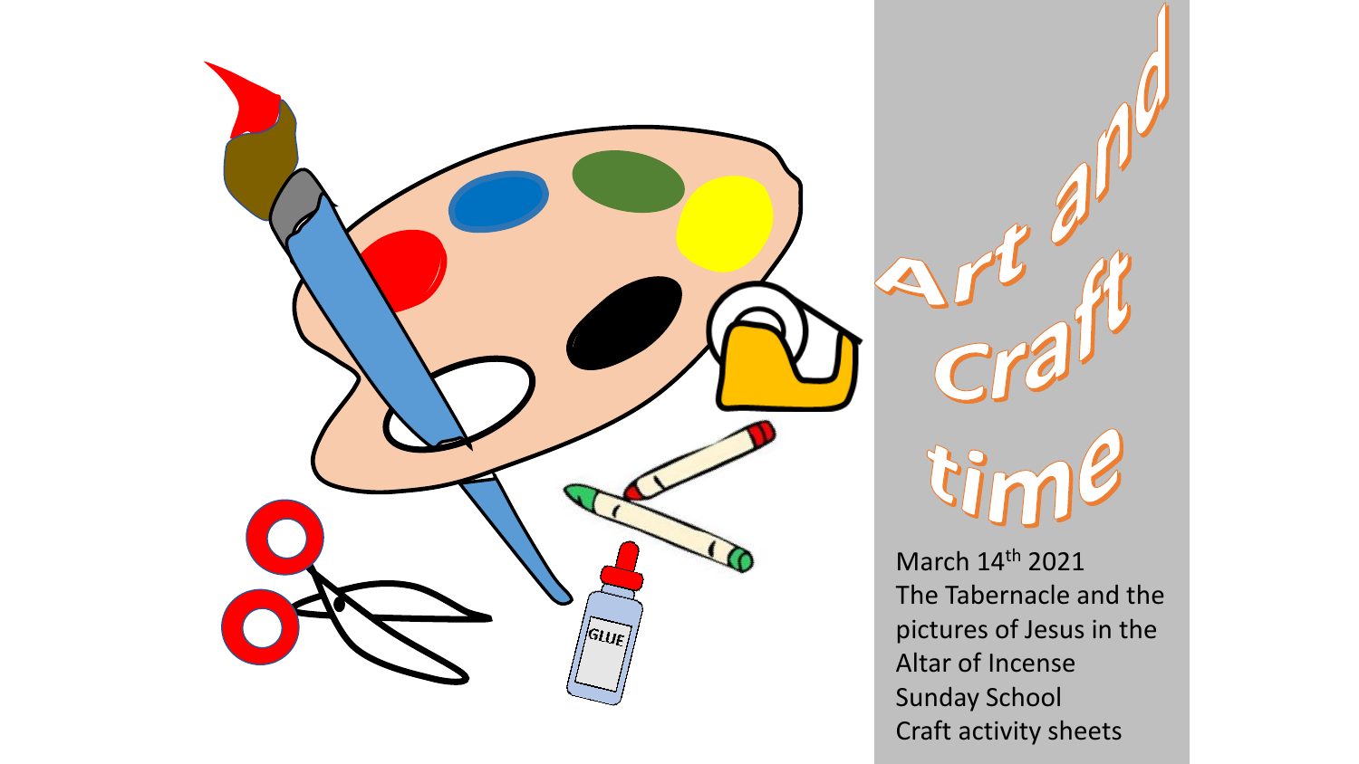# Art and Craft time

March 14th 2021
The Tabernacle and the pictures of Jesus in the Altar of Incense
Sunday School
Craft activity sheets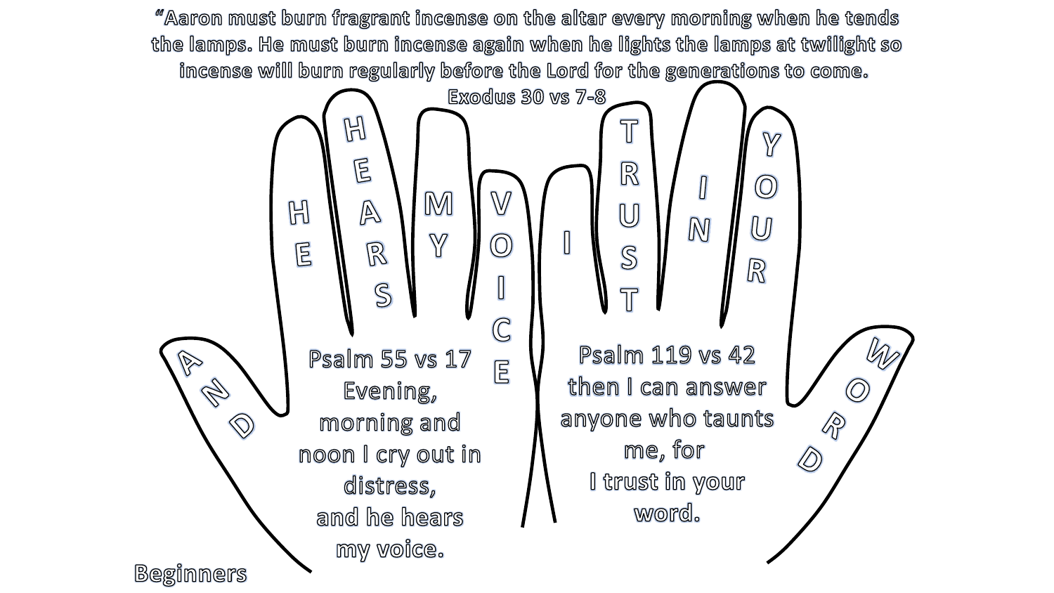"Aaron must burn fragrant incense on the altar every morning when he tends the lamps. He must burn incense again when he lights the lamps at twilight so incense will burn regularly before the Lord for the generations to come.

Exodus 30 vs 7-8

HE HEARS MY VOICE

AND

Psalm 55 vs 17
Evening, morning and noon I cry out in distress, and he hears my voice.

I TRUST IN YOUR

WORD

Psalm 119 vs 42
then I can answer anyone who taunts me, for I trust in your word.

Beginners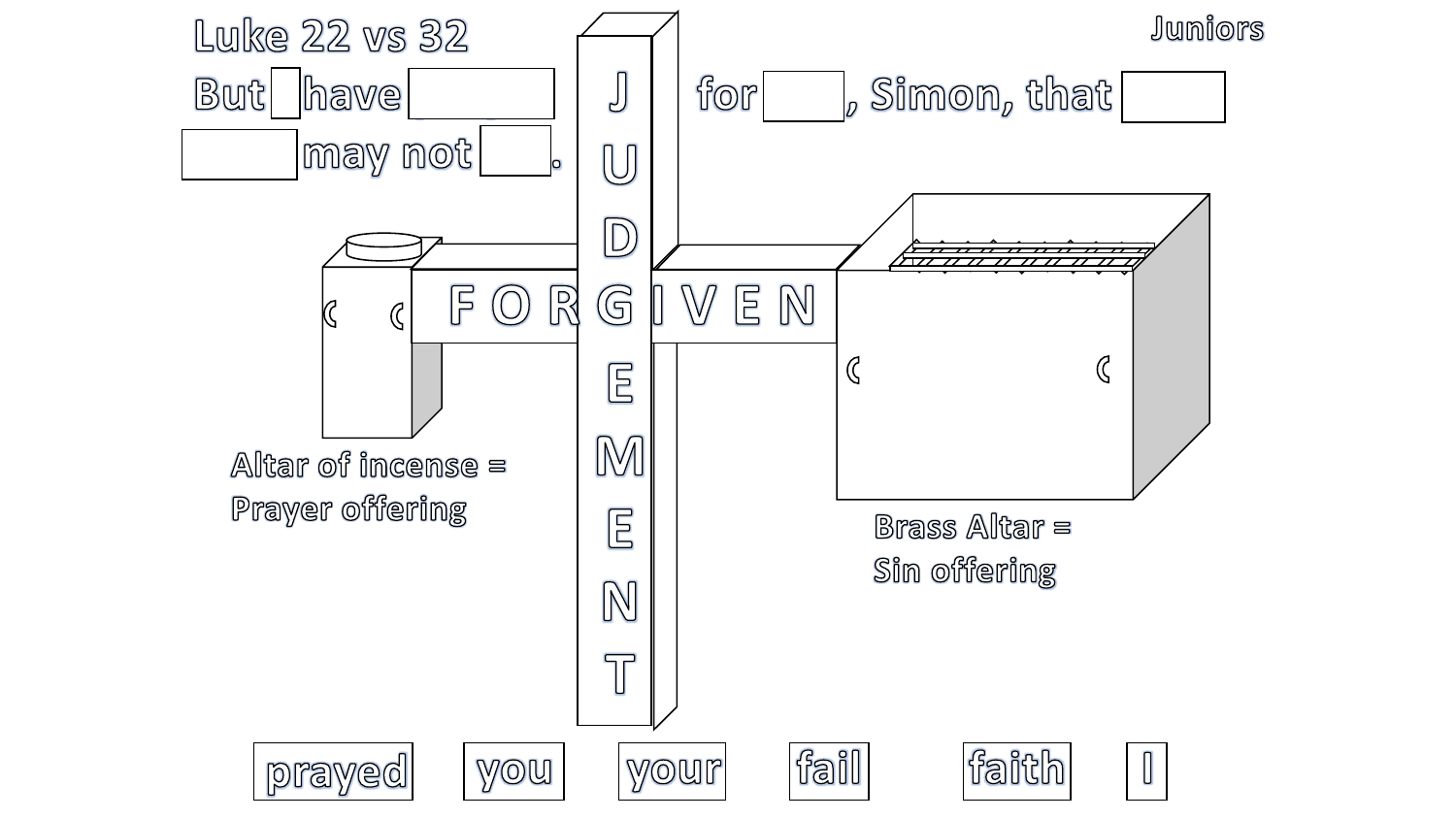Juniors

Luke 22 vs 32

But ___ have ______ for ___, Simon, that ____ ______ may not ___.

J U D G E M E N T

F O R G I V E N

Altar of incense = Prayer offering

Brass Altar = Sin offering

prayed   you   your   fail   faith   I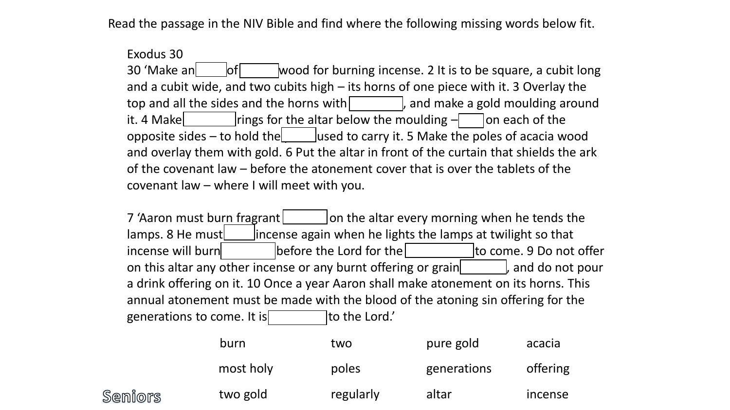Read the passage in the NIV Bible and find where the following missing words below fit.

Exodus 30

30 'Make an ______ of ______ wood for burning incense. 2 It is to be square, a cubit long and a cubit wide, and two cubits high – its horns of one piece with it. 3 Overlay the top and all the sides and the horns with ______, and make a gold moulding around it. 4 Make ______ rings for the altar below the moulding – ______ on each of the opposite sides – to hold the ______ used to carry it. 5 Make the poles of acacia wood and overlay them with gold. 6 Put the altar in front of the curtain that shields the ark of the covenant law – before the atonement cover that is over the tablets of the covenant law – where I will meet with you.

7 'Aaron must burn fragrant ______ on the altar every morning when he tends the lamps. 8 He must ______ incense again when he lights the lamps at twilight so that incense will burn ______ before the Lord for the ______ to come. 9 Do not offer on this altar any other incense or any burnt offering or grain ______, and do not pour a drink offering on it. 10 Once a year Aaron shall make atonement on its horns. This annual atonement must be made with the blood of the atoning sin offering for the generations to come. It is ______ to the Lord.'

| | | | |
|---|---|---|---|
| burn | two | pure gold | acacia |
| most holy | poles | generations | offering |
| two gold | regularly | altar | incense |

Seniors